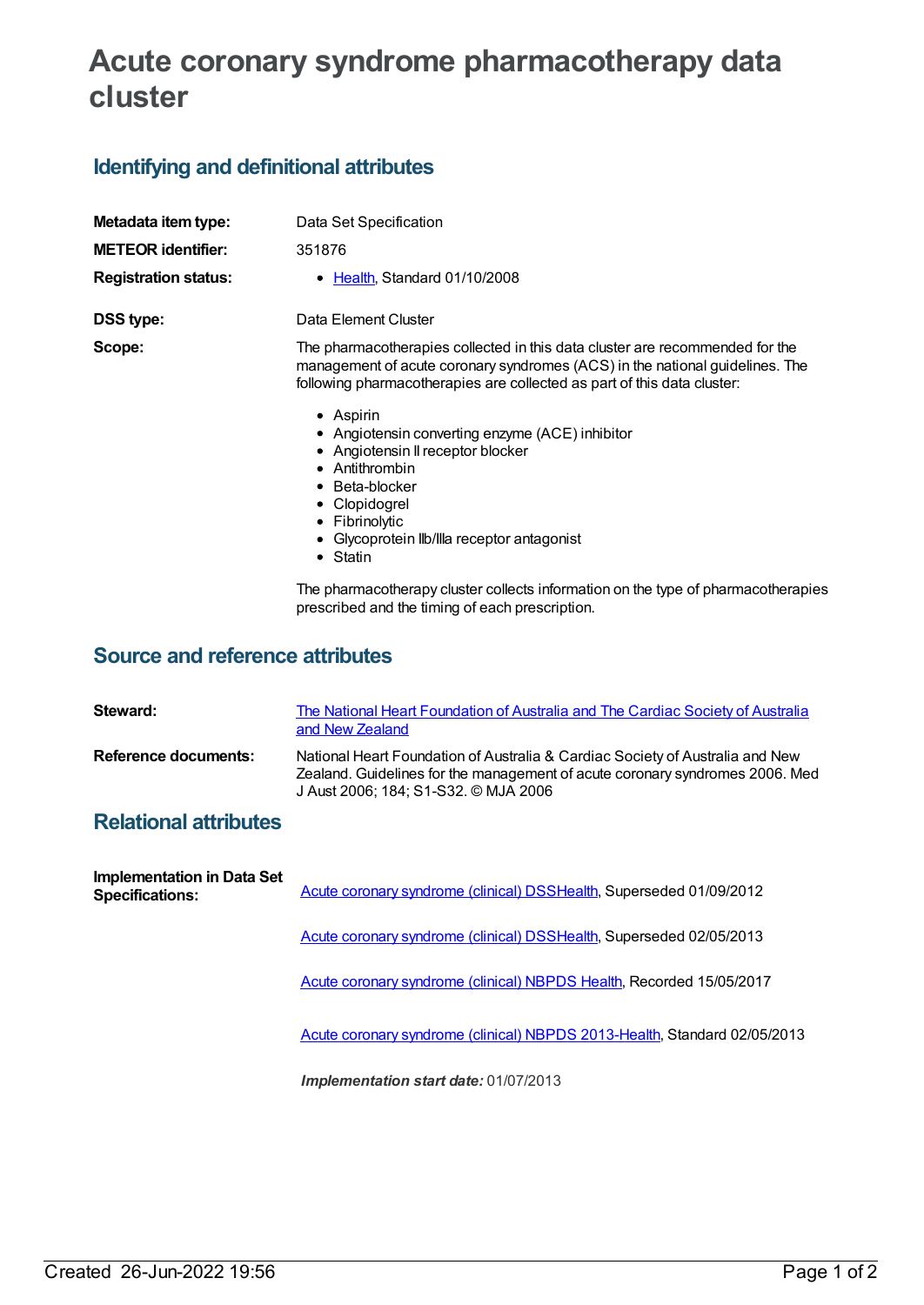# Acute coronary syndrome pharmacotherapy data cluster

## Identifying and definitional attributes

| | |
|---|---|
| **Metadata item type:** | Data Set Specification |
| **METEOR identifier:** | 351876 |
| **Registration status:** | • Health, Standard 01/10/2008 |
| **DSS type:** | Data Element Cluster |
| **Scope:** | The pharmacotherapies collected in this data cluster are recommended for the management of acute coronary syndromes (ACS) in the national guidelines. The following pharmacotherapies are collected as part of this data cluster: • Aspirin • Angiotensin converting enzyme (ACE) inhibitor • Angiotensin II receptor blocker • Antithrombin • Beta-blocker • Clopidogrel • Fibrinolytic • Glycoprotein IIb/IIIa receptor antagonist • Statin. The pharmacotherapy cluster collects information on the type of pharmacotherapies prescribed and the timing of each prescription. |

## Source and reference attributes

| | |
|---|---|
| **Steward:** | The National Heart Foundation of Australia and The Cardiac Society of Australia and New Zealand |
| **Reference documents:** | National Heart Foundation of Australia & Cardiac Society of Australia and New Zealand. Guidelines for the management of acute coronary syndromes 2006. Med J Aust 2006; 184; S1-S32. © MJA 2006 |

## Relational attributes

**Implementation in Data Set Specifications:**

Acute coronary syndrome (clinical) DSSHealth, Superseded 01/09/2012

Acute coronary syndrome (clinical) DSSHealth, Superseded 02/05/2013

Acute coronary syndrome (clinical) NBPDS Health, Recorded 15/05/2017

Acute coronary syndrome (clinical) NBPDS 2013-Health, Standard 02/05/2013

***Implementation start date:*** 01/07/2013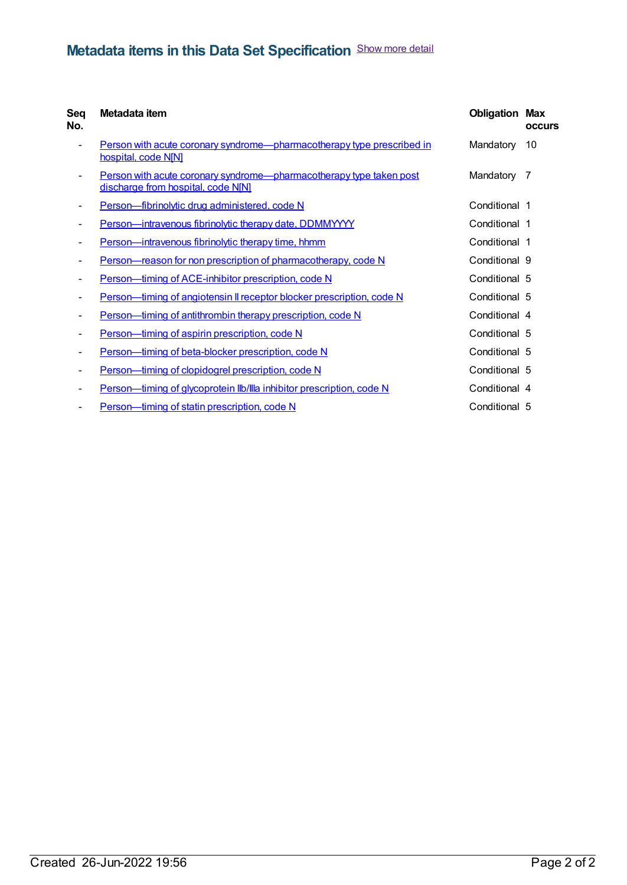## Metadata items in this Data Set Specification Show more detail

| Seq No. | Metadata item | Obligation | Max occurs |
|---|---|---|---|
| - | Person with acute coronary syndrome—pharmacotherapy type prescribed in hospital, code N[N] | Mandatory | 10 |
| - | Person with acute coronary syndrome—pharmacotherapy type taken post discharge from hospital, code N[N] | Mandatory | 7 |
| - | Person—fibrinolytic drug administered, code N | Conditional | 1 |
| - | Person—intravenous fibrinolytic therapy date, DDMMYYYY | Conditional | 1 |
| - | Person—intravenous fibrinolytic therapy time, hhmm | Conditional | 1 |
| - | Person—reason for non prescription of pharmacotherapy, code N | Conditional | 9 |
| - | Person—timing of ACE-inhibitor prescription, code N | Conditional | 5 |
| - | Person—timing of angiotensin II receptor blocker prescription, code N | Conditional | 5 |
| - | Person—timing of antithrombin therapy prescription, code N | Conditional | 4 |
| - | Person—timing of aspirin prescription, code N | Conditional | 5 |
| - | Person—timing of beta-blocker prescription, code N | Conditional | 5 |
| - | Person—timing of clopidogrel prescription, code N | Conditional | 5 |
| - | Person—timing of glycoprotein IIb/IIIa inhibitor prescription, code N | Conditional | 4 |
| - | Person—timing of statin prescription, code N | Conditional | 5 |

Created 26-Jun-2022 19:56